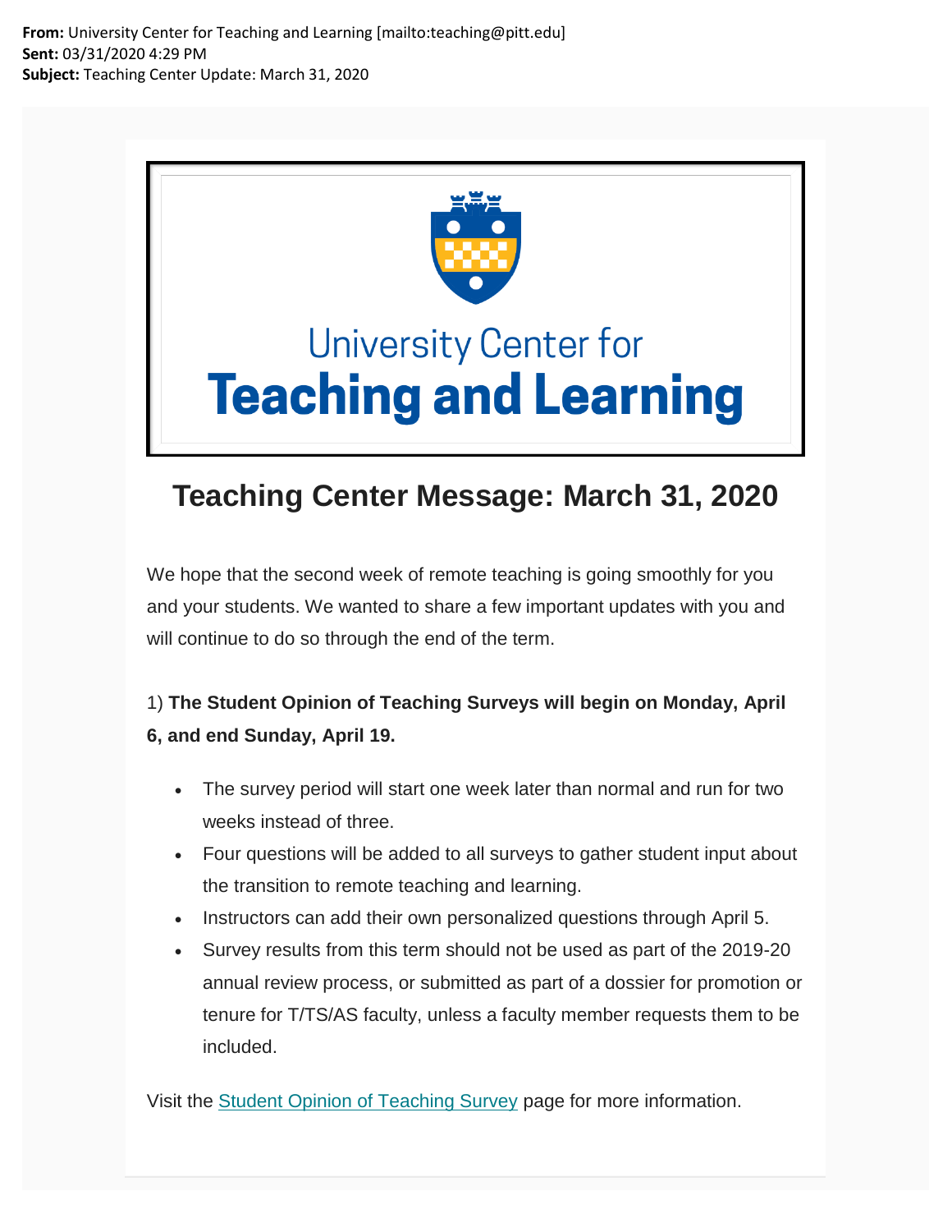**From:** University Center for Teaching and Learning [mailto:teaching@pitt.edu]
**Sent:** 03/31/2020 4:29 PM
**Subject:** Teaching Center Update: March 31, 2020

University Center for
**Teaching and Learning**

# Teaching Center Message: March 31, 2020

We hope that the second week of remote teaching is going smoothly for you and your students. We wanted to share a few important updates with you and will continue to do so through the end of the term.

1) **The Student Opinion of Teaching Surveys will begin on Monday, April 6, and end Sunday, April 19.**

- The survey period will start one week later than normal and run for two weeks instead of three.
- Four questions will be added to all surveys to gather student input about the transition to remote teaching and learning.
- Instructors can add their own personalized questions through April 5.
- Survey results from this term should not be used as part of the 2019-20 annual review process, or submitted as part of a dossier for promotion or tenure for T/TS/AS faculty, unless a faculty member requests them to be included.

Visit the Student Opinion of Teaching Survey page for more information.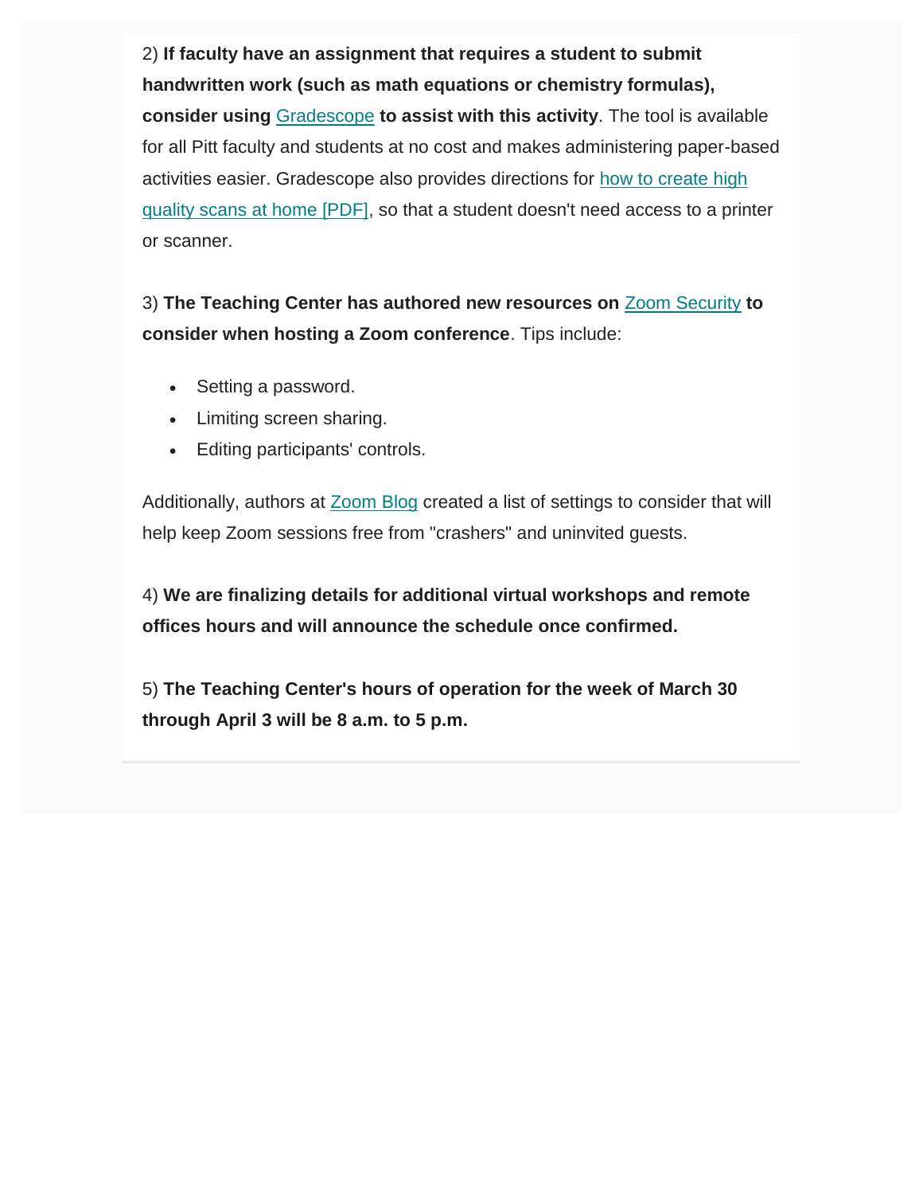2) **If faculty have an assignment that requires a student to submit handwritten work (such as math equations or chemistry formulas), consider using Gradescope to assist with this activity**. The tool is available for all Pitt faculty and students at no cost and makes administering paper-based activities easier. Gradescope also provides directions for how to create high quality scans at home [PDF], so that a student doesn't need access to a printer or scanner.

3) **The Teaching Center has authored new resources on Zoom Security to consider when hosting a Zoom conference**. Tips include:

- Setting a password.
- Limiting screen sharing.
- Editing participants' controls.

Additionally, authors at Zoom Blog created a list of settings to consider that will help keep Zoom sessions free from "crashers" and uninvited guests.

4) **We are finalizing details for additional virtual workshops and remote offices hours and will announce the schedule once confirmed.**

5) **The Teaching Center's hours of operation for the week of March 30 through April 3 will be 8 a.m. to 5 p.m.**